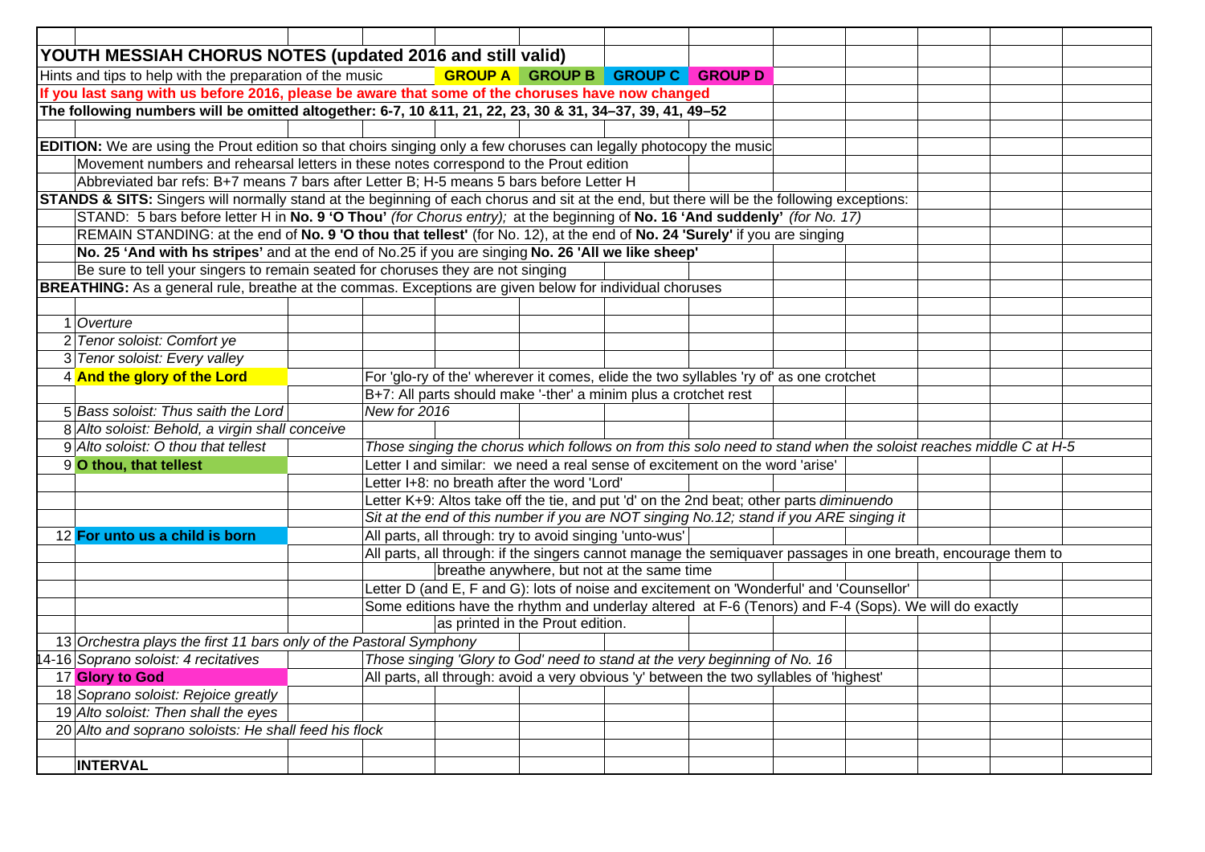# YOUTH MESSIAH CHORUS NOTES (updated 2016 and still valid)

Hints and tips to help with the preparation of the music **GROUP A** **GROUP B** **GROUP C** **GROUP D**

**If you last sang with us before 2016, please be aware that some of the choruses have now changed**

**The following numbers will be omitted altogether: 6-7, 10 &11, 21, 22, 23, 30 & 31, 34–37, 39, 41, 49–52**

**EDITION:** We are using the Prout edition so that choirs singing only a few choruses can legally photocopy the music

- Movement numbers and rehearsal letters in these notes correspond to the Prout edition
- Abbreviated bar refs: B+7 means 7 bars after Letter B; H-5 means 5 bars before Letter H

**STANDS & SITS:** Singers will normally stand at the beginning of each chorus and sit at the end, but there will be the following exceptions:

- STAND: 5 bars before letter H in **No. 9 'O Thou'** *(for Chorus entry);* at the beginning of **No. 16 'And suddenly'** *(for No. 17)*
- REMAIN STANDING: at the end of **No. 9 'O thou that tellest'** (for No. 12), at the end of **No. 24 'Surely'** if you are singing **No. 25 'And with hs stripes'** and at the end of No.25 if you are singing **No. 26 'All we like sheep'**
- Be sure to tell your singers to remain seated for choruses they are not singing

**BREATHING:** As a general rule, breathe at the commas. Exceptions are given below for individual choruses

| No. | Movement | Notes |
|---|---|---|
| 1 | *Overture* | |
| 2 | *Tenor soloist: Comfort ye* | |
| 3 | *Tenor soloist: Every valley* | |
| 4 | **And the glory of the Lord** | For 'glo-ry of the' wherever it comes, elide the two syllables 'ry of' as one crotchet |
| | | B+7: All parts should make '-ther' a minim plus a crotchet rest |
| 5 | *Bass soloist: Thus saith the Lord* | *New for 2016* |
| 8 | *Alto soloist: Behold, a virgin shall conceive* | |
| 9 | *Alto soloist: O thou that tellest* | *Those singing the chorus which follows on from this solo need to stand when the soloist reaches middle C at H-5* |
| 9 | **O thou, that tellest** | Letter I and similar: we need a real sense of excitement on the word 'arise' |
| | | Letter I+8: no breath after the word 'Lord' |
| | | Letter K+9: Altos take off the tie, and put 'd' on the 2nd beat; other parts *diminuendo* |
| | | *Sit at the end of this number if you are NOT singing No.12; stand if you ARE singing it* |
| 12 | **For unto us a child is born** | All parts, all through: try to avoid singing 'unto-wus' |
| | | All parts, all through: if the singers cannot manage the semiquaver passages in one breath, encourage them to breathe anywhere, but not at the same time |
| | | Letter D (and E, F and G): lots of noise and excitement on 'Wonderful' and 'Counsellor' |
| | | Some editions have the rhythm and underlay altered at F-6 (Tenors) and F-4 (Sops). We will do exactly as printed in the Prout edition. |
| 13 | *Orchestra plays the first 11 bars only of the Pastoral Symphony* | |
| 14-16 | *Soprano soloist: 4 recitatives* | *Those singing 'Glory to God' need to stand at the very beginning of No. 16* |
| 17 | **Glory to God** | All parts, all through: avoid a very obvious 'y' between the two syllables of 'highest' |
| 18 | *Soprano soloist: Rejoice greatly* | |
| 19 | *Alto soloist: Then shall the eyes* | |
| 20 | *Alto and soprano soloists: He shall feed his flock* | |
| | **INTERVAL** | |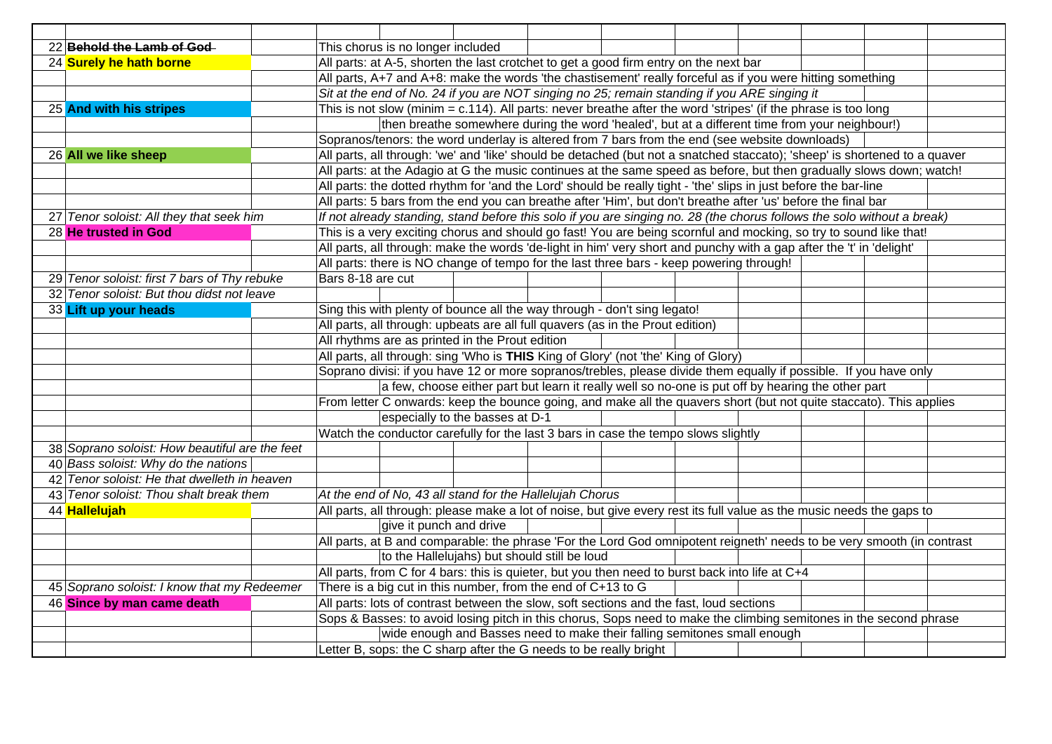| No. | Number | Notes |
|---|---|---|
| 22 | ~~**Behold the Lamb of God**~~ | This chorus is no longer included |
| 24 | **Surely he hath borne** | All parts: at A-5, shorten the last crotchet to get a good firm entry on the next bar |
| | | All parts, A+7 and A+8: make the words 'the chastisement' really forceful as if you were hitting something |
| | | *Sit at the end of No. 24 if you are NOT singing no 25; remain standing if you ARE singing it* |
| 25 | **And with his stripes** | This is not slow (minim = c.114). All parts: never breathe after the word 'stripes' (if the phrase is too long |
| | | then breathe somewhere during the word 'healed', but at a different time from your neighbour!) |
| | | Sopranos/tenors: the word underlay is altered from 7 bars from the end (see website downloads) |
| 26 | **All we like sheep** | All parts, all through: 'we' and 'like' should be detached (but not a snatched staccato); 'sheep' is shortened to a quaver |
| | | All parts: at the Adagio at G the music continues at the same speed as before, but then gradually slows down; watch! |
| | | All parts: the dotted rhythm for 'and the Lord' should be really tight - 'the' slips in just before the bar-line |
| | | All parts: 5 bars from the end you can breathe after 'Him', but don't breathe after 'us' before the final bar |
| 27 | *Tenor soloist: All they that seek him* | *If not already standing, stand before this solo if you are singing no. 28 (the chorus follows the solo without a break)* |
| 28 | **He trusted in God** | This is a very exciting chorus and should go fast! You are being scornful and mocking, so try to sound like that! |
| | | All parts, all through: make the words 'de-light in him' very short and punchy with a gap after the 't' in 'delight' |
| | | All parts: there is NO change of tempo for the last three bars - keep powering through! |
| 29 | *Tenor soloist: first 7 bars of Thy rebuke* | Bars 8-18 are cut |
| 32 | *Tenor soloist: But thou didst not leave* | |
| 33 | **Lift up your heads** | Sing this with plenty of bounce all the way through - don't sing legato! |
| | | All parts, all through: upbeats are all full quavers (as in the Prout edition) |
| | | All rhythms are as printed in the Prout edition |
| | | All parts, all through: sing 'Who is **THIS** King of Glory' (not 'the' King of Glory) |
| | | Soprano divisi: if you have 12 or more sopranos/trebles, please divide them equally if possible. If you have only |
| | | a few, choose either part but learn it really well so no-one is put off by hearing the other part |
| | | From letter C onwards: keep the bounce going, and make all the quavers short (but not quite staccato). This applies |
| | | especially to the basses at D-1 |
| | | Watch the conductor carefully for the last 3 bars in case the tempo slows slightly |
| 38 | *Soprano soloist: How beautiful are the feet* | |
| 40 | *Bass soloist: Why do the nations* | |
| 42 | *Tenor soloist: He that dwelleth in heaven* | |
| 43 | *Tenor soloist: Thou shalt break them* | *At the end of No, 43 all stand for the Hallelujah Chorus* |
| 44 | **Hallelujah** | All parts, all through: please make a lot of noise, but give every rest its full value as the music needs the gaps to |
| | | give it punch and drive |
| | | All parts, at B and comparable: the phrase 'For the Lord God omnipotent reigneth' needs to be very smooth (in contrast |
| | | to the Hallelujahs) but should still be loud |
| | | All parts, from C for 4 bars: this is quieter, but you then need to burst back into life at C+4 |
| 45 | *Soprano soloist: I know that my Redeemer* | There is a big cut in this number, from the end of C+13 to G |
| 46 | **Since by man came death** | All parts: lots of contrast between the slow, soft sections and the fast, loud sections |
| | | Sops & Basses: to avoid losing pitch in this chorus, Sops need to make the climbing semitones in the second phrase |
| | | wide enough and Basses need to make their falling semitones small enough |
| | | Letter B, sops: the C sharp after the G needs to be really bright |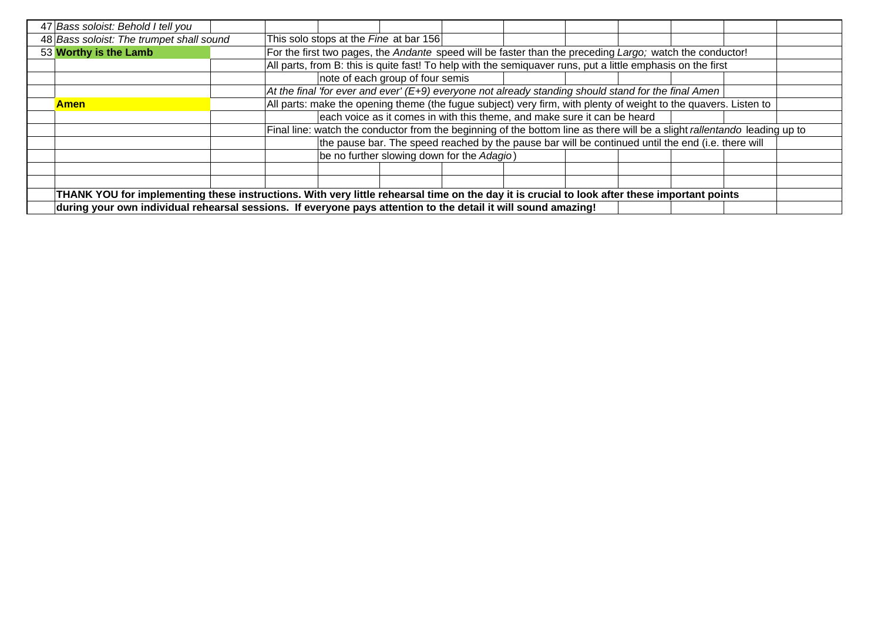| | | |
|---|---|---|
| 47 | *Bass soloist: Behold I tell you* | |
| 48 | *Bass soloist: The trumpet shall sound* | This solo stops at the *Fine* at bar 156 |
| 53 | **Worthy is the Lamb** | For the first two pages, the *Andante* speed will be faster than the preceding *Largo;* watch the conductor! |
| | | All parts, from B: this is quite fast! To help with the semiquaver runs, put a little emphasis on the first note of each group of four semis |
| | | *At the final 'for ever and ever' (E+9) everyone not already standing should stand for the final Amen* |
| | **Amen** | All parts: make the opening theme (the fugue subject) very firm, with plenty of weight to the quavers. Listen to each voice as it comes in with this theme, and make sure it can be heard |
| | | Final line: watch the conductor from the beginning of the bottom line as there will be a slight *rallentando* leading up to the pause bar. The speed reached by the pause bar will be continued until the end (i.e. there will be no further slowing down for the *Adagio*) |

**THANK YOU for implementing these instructions. With very little rehearsal time on the day it is crucial to look after these important points during your own individual rehearsal sessions. If everyone pays attention to the detail it will sound amazing!**